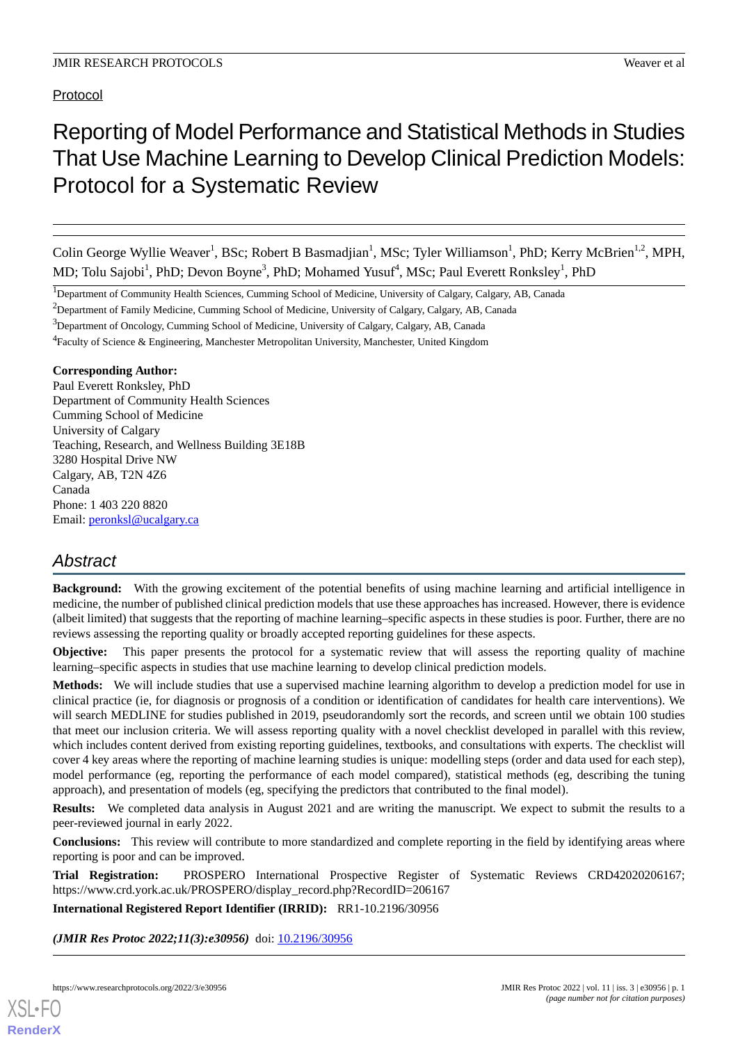Protocol

# Reporting of Model Performance and Statistical Methods in Studies That Use Machine Learning to Develop Clinical Prediction Models: Protocol for a Systematic Review

Colin George Wyllie Weaver[1], BSc; Robert B Basmadjian[1], MSc; Tyler Williamson[1], PhD; Kerry McBrien[1,2], MPH, MD; Tolu Sajobi[1], PhD; Devon Boyne[3], PhD; Mohamed Yusuf[4], MSc; Paul Everett Ronksley[1], PhD

[1]Department of Community Health Sciences, Cumming School of Medicine, University of Calgary, Calgary, AB, Canada

[2]Department of Family Medicine, Cumming School of Medicine, University of Calgary, Calgary, AB, Canada

[3]Department of Oncology, Cumming School of Medicine, University of Calgary, Calgary, AB, Canada

[4]Faculty of Science & Engineering, Manchester Metropolitan University, Manchester, United Kingdom

**Corresponding Author:**
Paul Everett Ronksley, PhD
Department of Community Health Sciences
Cumming School of Medicine
University of Calgary
Teaching, Research, and Wellness Building 3E18B
3280 Hospital Drive NW
Calgary, AB, T2N 4Z6
Canada
Phone: 1 403 220 8820
Email: peronksl@ucalgary.ca

## Abstract

**Background:** With the growing excitement of the potential benefits of using machine learning and artificial intelligence in medicine, the number of published clinical prediction models that use these approaches has increased. However, there is evidence (albeit limited) that suggests that the reporting of machine learning–specific aspects in these studies is poor. Further, there are no reviews assessing the reporting quality or broadly accepted reporting guidelines for these aspects.

**Objective:** This paper presents the protocol for a systematic review that will assess the reporting quality of machine learning–specific aspects in studies that use machine learning to develop clinical prediction models.

**Methods:** We will include studies that use a supervised machine learning algorithm to develop a prediction model for use in clinical practice (ie, for diagnosis or prognosis of a condition or identification of candidates for health care interventions). We will search MEDLINE for studies published in 2019, pseudorandomly sort the records, and screen until we obtain 100 studies that meet our inclusion criteria. We will assess reporting quality with a novel checklist developed in parallel with this review, which includes content derived from existing reporting guidelines, textbooks, and consultations with experts. The checklist will cover 4 key areas where the reporting of machine learning studies is unique: modelling steps (order and data used for each step), model performance (eg, reporting the performance of each model compared), statistical methods (eg, describing the tuning approach), and presentation of models (eg, specifying the predictors that contributed to the final model).

**Results:** We completed data analysis in August 2021 and are writing the manuscript. We expect to submit the results to a peer-reviewed journal in early 2022.

**Conclusions:** This review will contribute to more standardized and complete reporting in the field by identifying areas where reporting is poor and can be improved.

**Trial Registration:** PROSPERO International Prospective Register of Systematic Reviews CRD42020206167; https://www.crd.york.ac.uk/PROSPERO/display_record.php?RecordID=206167

**International Registered Report Identifier (IRRID):** RR1-10.2196/30956

***(JMIR Res Protoc 2022;11(3):e30956)*** doi: 10.2196/30956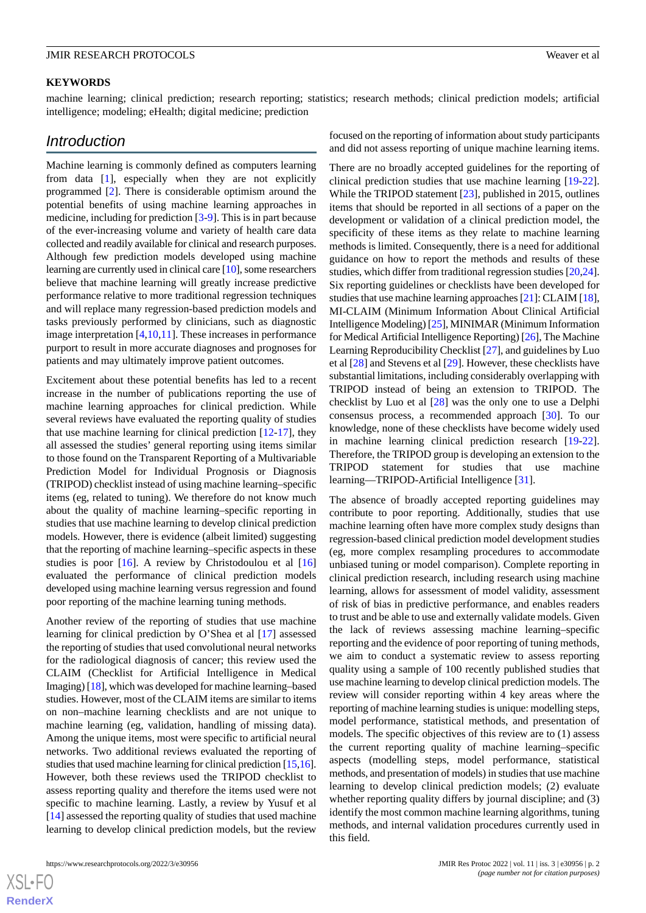**KEYWORDS**

machine learning; clinical prediction; research reporting; statistics; research methods; clinical prediction models; artificial intelligence; modeling; eHealth; digital medicine; prediction

## Introduction

Machine learning is commonly defined as computers learning from data [1], especially when they are not explicitly programmed [2]. There is considerable optimism around the potential benefits of using machine learning approaches in medicine, including for prediction [3-9]. This is in part because of the ever-increasing volume and variety of health care data collected and readily available for clinical and research purposes. Although few prediction models developed using machine learning are currently used in clinical care [10], some researchers believe that machine learning will greatly increase predictive performance relative to more traditional regression techniques and will replace many regression-based prediction models and tasks previously performed by clinicians, such as diagnostic image interpretation [4,10,11]. These increases in performance purport to result in more accurate diagnoses and prognoses for patients and may ultimately improve patient outcomes.

Excitement about these potential benefits has led to a recent increase in the number of publications reporting the use of machine learning approaches for clinical prediction. While several reviews have evaluated the reporting quality of studies that use machine learning for clinical prediction [12-17], they all assessed the studies' general reporting using items similar to those found on the Transparent Reporting of a Multivariable Prediction Model for Individual Prognosis or Diagnosis (TRIPOD) checklist instead of using machine learning–specific items (eg, related to tuning). We therefore do not know much about the quality of machine learning–specific reporting in studies that use machine learning to develop clinical prediction models. However, there is evidence (albeit limited) suggesting that the reporting of machine learning–specific aspects in these studies is poor [16]. A review by Christodoulou et al [16] evaluated the performance of clinical prediction models developed using machine learning versus regression and found poor reporting of the machine learning tuning methods.

Another review of the reporting of studies that use machine learning for clinical prediction by O'Shea et al [17] assessed the reporting of studies that used convolutional neural networks for the radiological diagnosis of cancer; this review used the CLAIM (Checklist for Artificial Intelligence in Medical Imaging) [18], which was developed for machine learning–based studies. However, most of the CLAIM items are similar to items on non–machine learning checklists and are not unique to machine learning (eg, validation, handling of missing data). Among the unique items, most were specific to artificial neural networks. Two additional reviews evaluated the reporting of studies that used machine learning for clinical prediction [15,16]. However, both these reviews used the TRIPOD checklist to assess reporting quality and therefore the items used were not specific to machine learning. Lastly, a review by Yusuf et al [14] assessed the reporting quality of studies that used machine learning to develop clinical prediction models, but the review focused on the reporting of information about study participants and did not assess reporting of unique machine learning items.

There are no broadly accepted guidelines for the reporting of clinical prediction studies that use machine learning [19-22]. While the TRIPOD statement [23], published in 2015, outlines items that should be reported in all sections of a paper on the development or validation of a clinical prediction model, the specificity of these items as they relate to machine learning methods is limited. Consequently, there is a need for additional guidance on how to report the methods and results of these studies, which differ from traditional regression studies [20,24]. Six reporting guidelines or checklists have been developed for studies that use machine learning approaches [21]: CLAIM [18], MI-CLAIM (Minimum Information About Clinical Artificial Intelligence Modeling) [25], MINIMAR (Minimum Information for Medical Artificial Intelligence Reporting) [26], The Machine Learning Reproducibility Checklist [27], and guidelines by Luo et al [28] and Stevens et al [29]. However, these checklists have substantial limitations, including considerably overlapping with TRIPOD instead of being an extension to TRIPOD. The checklist by Luo et al [28] was the only one to use a Delphi consensus process, a recommended approach [30]. To our knowledge, none of these checklists have become widely used in machine learning clinical prediction research [19-22]. Therefore, the TRIPOD group is developing an extension to the TRIPOD statement for studies that use machine learning—TRIPOD-Artificial Intelligence [31].

The absence of broadly accepted reporting guidelines may contribute to poor reporting. Additionally, studies that use machine learning often have more complex study designs than regression-based clinical prediction model development studies (eg, more complex resampling procedures to accommodate unbiased tuning or model comparison). Complete reporting in clinical prediction research, including research using machine learning, allows for assessment of model validity, assessment of risk of bias in predictive performance, and enables readers to trust and be able to use and externally validate models. Given the lack of reviews assessing machine learning–specific reporting and the evidence of poor reporting of tuning methods, we aim to conduct a systematic review to assess reporting quality using a sample of 100 recently published studies that use machine learning to develop clinical prediction models. The review will consider reporting within 4 key areas where the reporting of machine learning studies is unique: modelling steps, model performance, statistical methods, and presentation of models. The specific objectives of this review are to (1) assess the current reporting quality of machine learning–specific aspects (modelling steps, model performance, statistical methods, and presentation of models) in studies that use machine learning to develop clinical prediction models; (2) evaluate whether reporting quality differs by journal discipline; and (3) identify the most common machine learning algorithms, tuning methods, and internal validation procedures currently used in this field.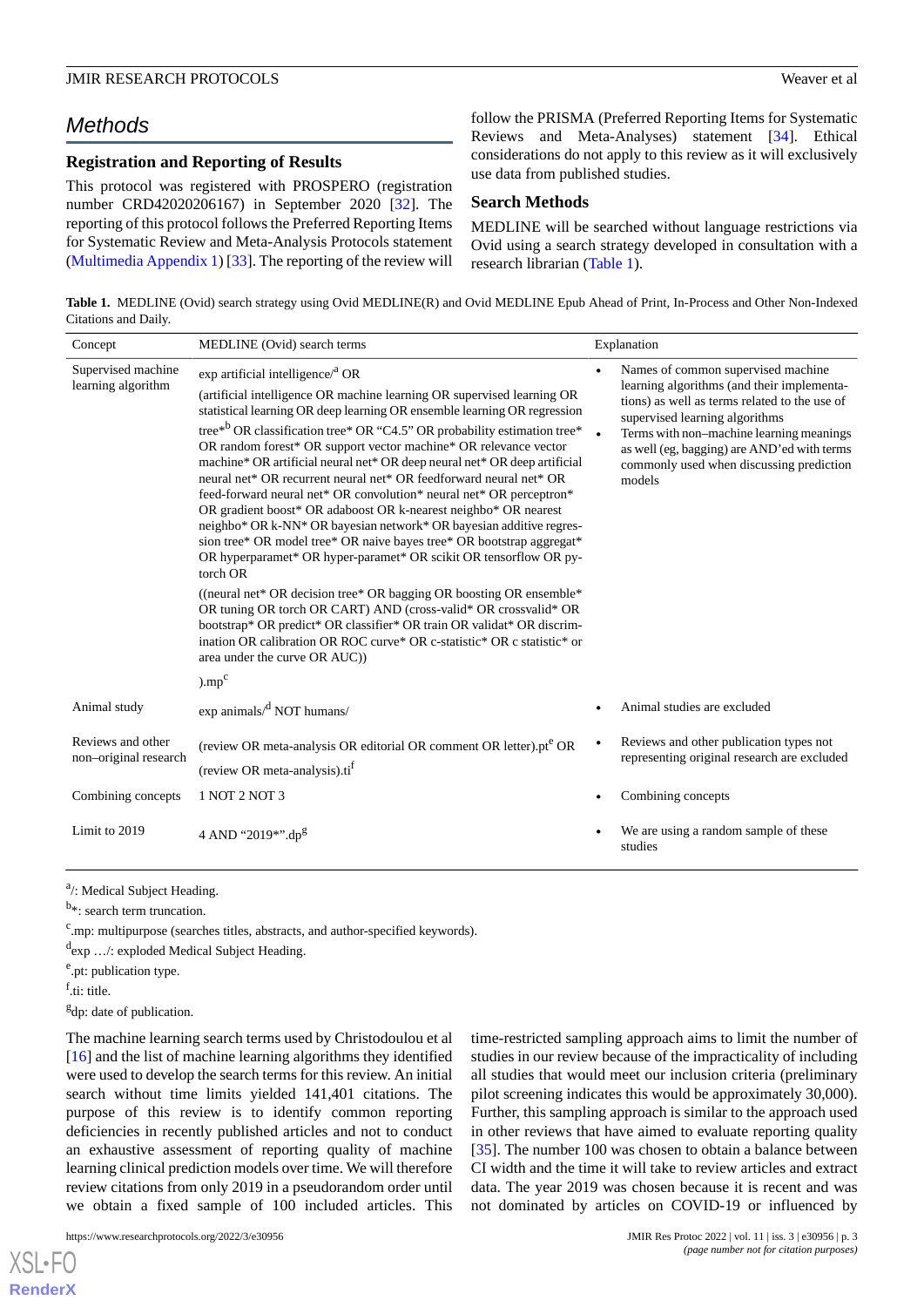## Methods

### Registration and Reporting of Results

This protocol was registered with PROSPERO (registration number CRD42020206167) in September 2020 [32]. The reporting of this protocol follows the Preferred Reporting Items for Systematic Review and Meta-Analysis Protocols statement (Multimedia Appendix 1) [33]. The reporting of the review will follow the PRISMA (Preferred Reporting Items for Systematic Reviews and Meta-Analyses) statement [34]. Ethical considerations do not apply to this review as it will exclusively use data from published studies.

### Search Methods

MEDLINE will be searched without language restrictions via Ovid using a search strategy developed in consultation with a research librarian (Table 1).

**Table 1.** MEDLINE (Ovid) search strategy using Ovid MEDLINE(R) and Ovid MEDLINE Epub Ahead of Print, In-Process and Other Non-Indexed Citations and Daily.

| Concept | MEDLINE (Ovid) search terms | Explanation |
| --- | --- | --- |
| Supervised machine learning algorithm | exp artificial intelligence/[a] OR<br><br>(artificial intelligence OR machine learning OR supervised learning OR statistical learning OR deep learning OR ensemble learning OR regression tree*[b] OR classification tree* OR "C4.5" OR probability estimation tree* OR random forest* OR support vector machine* OR relevance vector machine* OR artificial neural net* OR deep neural net* OR deep artificial neural net* OR recurrent neural net* OR feedforward neural net* OR feed-forward neural net* OR convolution* neural net* OR perceptron* OR gradient boost* OR adaboost OR k-nearest neighbo* OR nearest neighbo* OR k-NN* OR bayesian network* OR bayesian additive regression tree* OR model tree* OR naive bayes tree* OR bootstrap aggregat* OR hyperparamet* OR hyper-paramet* OR scikit OR tensorflow OR pytorch OR<br><br>((neural net* OR decision tree* OR bagging OR boosting OR ensemble* OR tuning OR torch OR CART) AND (cross-valid* OR crossvalid* OR bootstrap* OR predict* OR classifier* OR train OR validat* OR discrimination OR calibration OR ROC curve* OR c-statistic* OR c statistic* or area under the curve OR AUC))<br><br>).mp[c] | • Names of common supervised machine learning algorithms (and their implementations) as well as terms related to the use of supervised learning algorithms<br>• Terms with non–machine learning meanings as well (eg, bagging) are AND'ed with terms commonly used when discussing prediction models |
| Animal study | exp animals/[d] NOT humans/ | • Animal studies are excluded |
| Reviews and other non–original research | (review OR meta-analysis OR editorial OR comment OR letter).pt[e] OR<br><br>(review OR meta-analysis).ti[f] | • Reviews and other publication types not representing original research are excluded |
| Combining concepts | 1 NOT 2 NOT 3 | • Combining concepts |
| Limit to 2019 | 4 AND "2019*".dp[g] | • We are using a random sample of these studies |

[a]/: Medical Subject Heading.

[b]*: search term truncation.

[c].mp: multipurpose (searches titles, abstracts, and author-specified keywords).

[d]exp …/: exploded Medical Subject Heading.

[e].pt: publication type.

[f].ti: title.

[g]dp: date of publication.

The machine learning search terms used by Christodoulou et al [16] and the list of machine learning algorithms they identified were used to develop the search terms for this review. An initial search without time limits yielded 141,401 citations. The purpose of this review is to identify common reporting deficiencies in recently published articles and not to conduct an exhaustive assessment of reporting quality of machine learning clinical prediction models over time. We will therefore review citations from only 2019 in a pseudorandom order until we obtain a fixed sample of 100 included articles. This time-restricted sampling approach aims to limit the number of studies in our review because of the impracticality of including all studies that would meet our inclusion criteria (preliminary pilot screening indicates this would be approximately 30,000). Further, this sampling approach is similar to the approach used in other reviews that have aimed to evaluate reporting quality [35]. The number 100 was chosen to obtain a balance between CI width and the time it will take to review articles and extract data. The year 2019 was chosen because it is recent and was not dominated by articles on COVID-19 or influenced by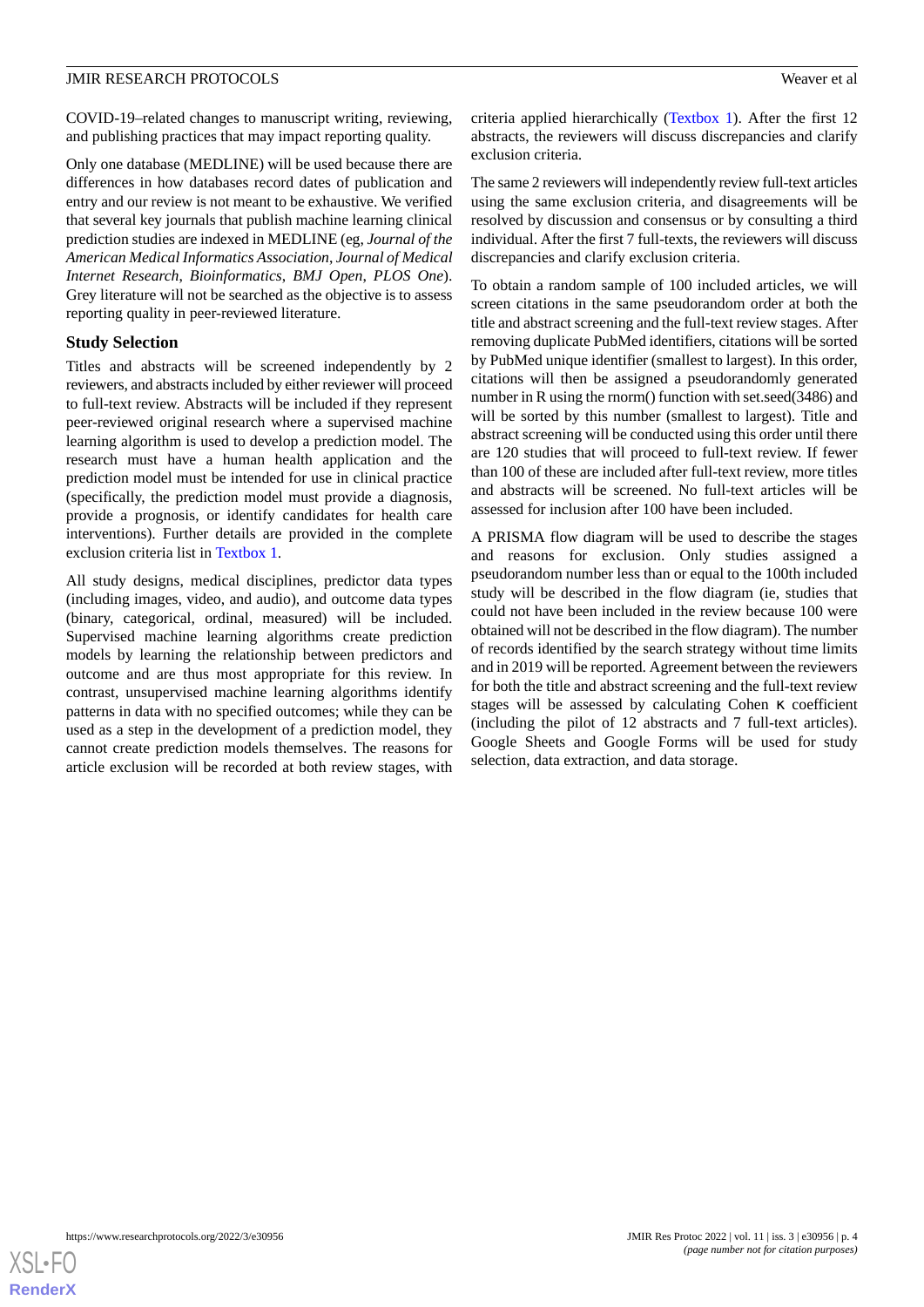COVID-19–related changes to manuscript writing, reviewing, and publishing practices that may impact reporting quality.

Only one database (MEDLINE) will be used because there are differences in how databases record dates of publication and entry and our review is not meant to be exhaustive. We verified that several key journals that publish machine learning clinical prediction studies are indexed in MEDLINE (eg, *Journal of the American Medical Informatics Association*, *Journal of Medical Internet Research*, *Bioinformatics*, *BMJ Open*, *PLOS One*). Grey literature will not be searched as the objective is to assess reporting quality in peer-reviewed literature.

### Study Selection

Titles and abstracts will be screened independently by 2 reviewers, and abstracts included by either reviewer will proceed to full-text review. Abstracts will be included if they represent peer-reviewed original research where a supervised machine learning algorithm is used to develop a prediction model. The research must have a human health application and the prediction model must be intended for use in clinical practice (specifically, the prediction model must provide a diagnosis, provide a prognosis, or identify candidates for health care interventions). Further details are provided in the complete exclusion criteria list in Textbox 1.

All study designs, medical disciplines, predictor data types (including images, video, and audio), and outcome data types (binary, categorical, ordinal, measured) will be included. Supervised machine learning algorithms create prediction models by learning the relationship between predictors and outcome and are thus most appropriate for this review. In contrast, unsupervised machine learning algorithms identify patterns in data with no specified outcomes; while they can be used as a step in the development of a prediction model, they cannot create prediction models themselves. The reasons for article exclusion will be recorded at both review stages, with criteria applied hierarchically (Textbox 1). After the first 12 abstracts, the reviewers will discuss discrepancies and clarify exclusion criteria.

The same 2 reviewers will independently review full-text articles using the same exclusion criteria, and disagreements will be resolved by discussion and consensus or by consulting a third individual. After the first 7 full-texts, the reviewers will discuss discrepancies and clarify exclusion criteria.

To obtain a random sample of 100 included articles, we will screen citations in the same pseudorandom order at both the title and abstract screening and the full-text review stages. After removing duplicate PubMed identifiers, citations will be sorted by PubMed unique identifier (smallest to largest). In this order, citations will then be assigned a pseudorandomly generated number in R using the rnorm() function with set.seed(3486) and will be sorted by this number (smallest to largest). Title and abstract screening will be conducted using this order until there are 120 studies that will proceed to full-text review. If fewer than 100 of these are included after full-text review, more titles and abstracts will be screened. No full-text articles will be assessed for inclusion after 100 have been included.

A PRISMA flow diagram will be used to describe the stages and reasons for exclusion. Only studies assigned a pseudorandom number less than or equal to the 100th included study will be described in the flow diagram (ie, studies that could not have been included in the review because 100 were obtained will not be described in the flow diagram). The number of records identified by the search strategy without time limits and in 2019 will be reported. Agreement between the reviewers for both the title and abstract screening and the full-text review stages will be assessed by calculating Cohen κ coefficient (including the pilot of 12 abstracts and 7 full-text articles). Google Sheets and Google Forms will be used for study selection, data extraction, and data storage.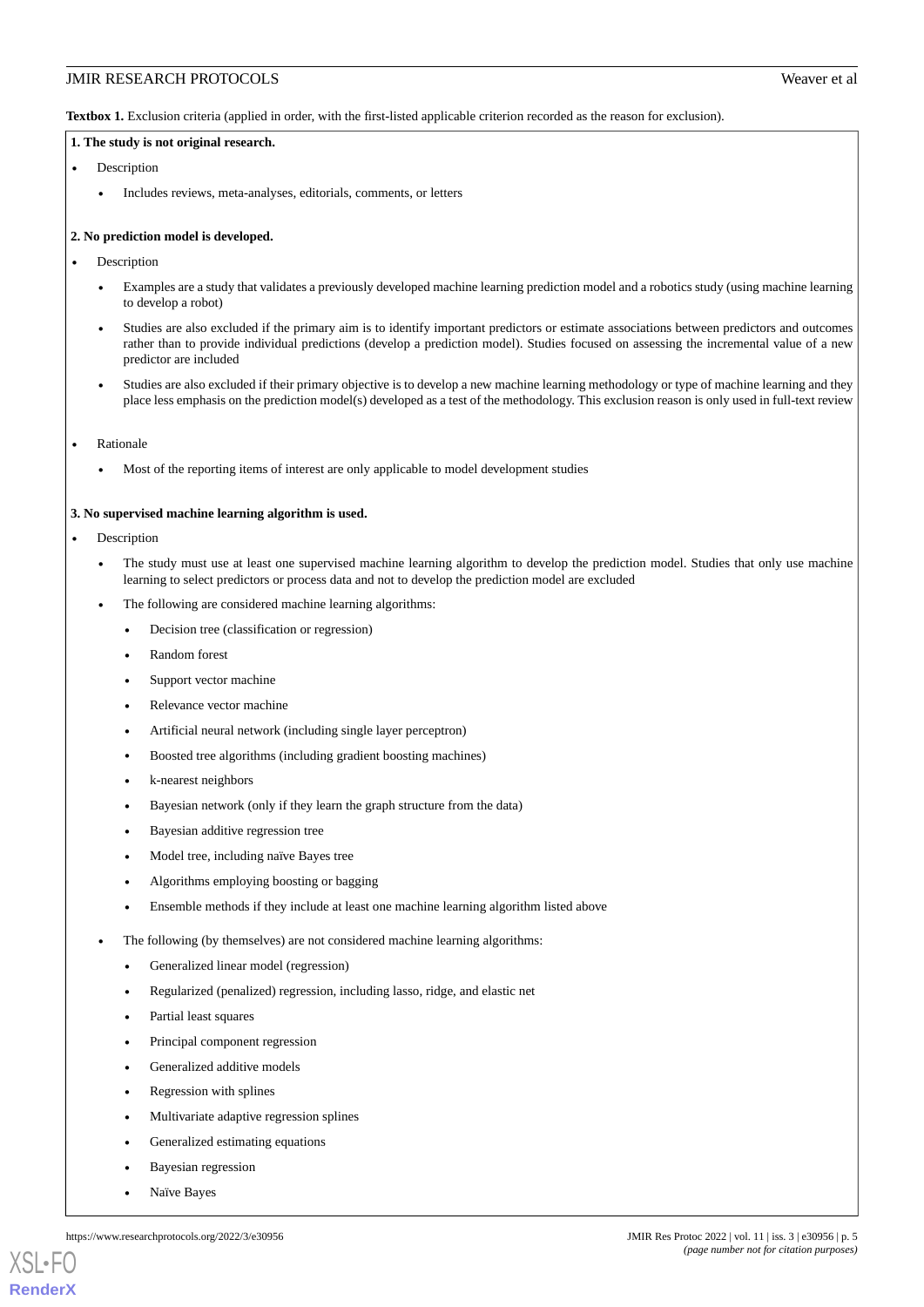**Textbox 1.** Exclusion criteria (applied in order, with the first-listed applicable criterion recorded as the reason for exclusion).

**1. The study is not original research.**

- Description
  - Includes reviews, meta-analyses, editorials, comments, or letters

**2. No prediction model is developed.**

- Description
  - Examples are a study that validates a previously developed machine learning prediction model and a robotics study (using machine learning to develop a robot)
  - Studies are also excluded if the primary aim is to identify important predictors or estimate associations between predictors and outcomes rather than to provide individual predictions (develop a prediction model). Studies focused on assessing the incremental value of a new predictor are included
  - Studies are also excluded if their primary objective is to develop a new machine learning methodology or type of machine learning and they place less emphasis on the prediction model(s) developed as a test of the methodology. This exclusion reason is only used in full-text review
- Rationale
  - Most of the reporting items of interest are only applicable to model development studies

**3. No supervised machine learning algorithm is used.**

- Description
  - The study must use at least one supervised machine learning algorithm to develop the prediction model. Studies that only use machine learning to select predictors or process data and not to develop the prediction model are excluded
  - The following are considered machine learning algorithms:
    - Decision tree (classification or regression)
    - Random forest
    - Support vector machine
    - Relevance vector machine
    - Artificial neural network (including single layer perceptron)
    - Boosted tree algorithms (including gradient boosting machines)
    - k-nearest neighbors
    - Bayesian network (only if they learn the graph structure from the data)
    - Bayesian additive regression tree
    - Model tree, including naïve Bayes tree
    - Algorithms employing boosting or bagging
    - Ensemble methods if they include at least one machine learning algorithm listed above
  - The following (by themselves) are not considered machine learning algorithms:
    - Generalized linear model (regression)
    - Regularized (penalized) regression, including lasso, ridge, and elastic net
    - Partial least squares
    - Principal component regression
    - Generalized additive models
    - Regression with splines
    - Multivariate adaptive regression splines
    - Generalized estimating equations
    - Bayesian regression
    - Naïve Bayes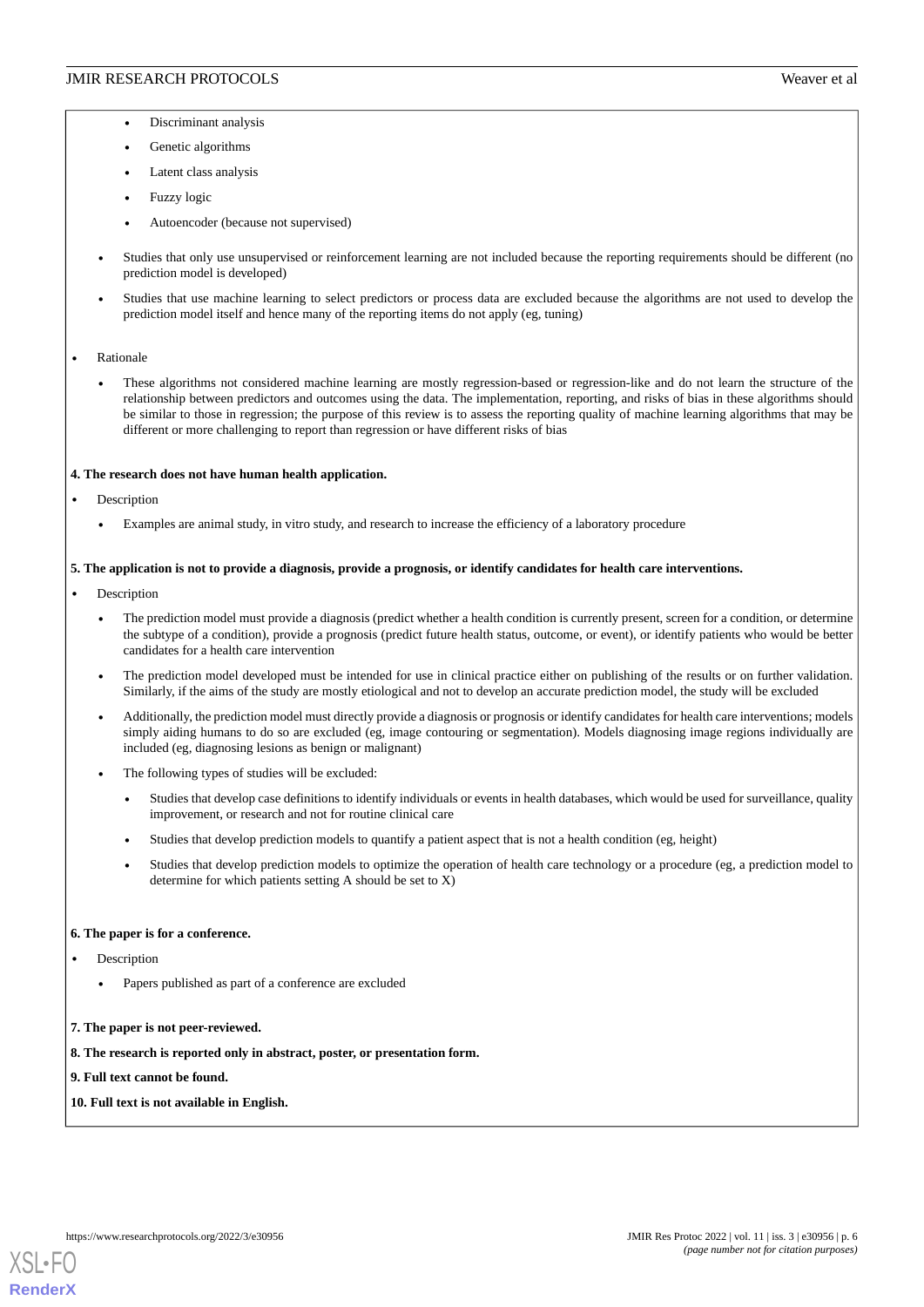- Discriminant analysis
        - Genetic algorithms
        - Latent class analysis
        - Fuzzy logic
        - Autoencoder (because not supervised)
    - Studies that only use unsupervised or reinforcement learning are not included because the reporting requirements should be different (no prediction model is developed)
    - Studies that use machine learning to select predictors or process data are excluded because the algorithms are not used to develop the prediction model itself and hence many of the reporting items do not apply (eg, tuning)
- Rationale
    - These algorithms not considered machine learning are mostly regression-based or regression-like and do not learn the structure of the relationship between predictors and outcomes using the data. The implementation, reporting, and risks of bias in these algorithms should be similar to those in regression; the purpose of this review is to assess the reporting quality of machine learning algorithms that may be different or more challenging to report than regression or have different risks of bias

**4. The research does not have human health application.**

- Description
    - Examples are animal study, in vitro study, and research to increase the efficiency of a laboratory procedure

**5. The application is not to provide a diagnosis, provide a prognosis, or identify candidates for health care interventions.**

- Description
    - The prediction model must provide a diagnosis (predict whether a health condition is currently present, screen for a condition, or determine the subtype of a condition), provide a prognosis (predict future health status, outcome, or event), or identify patients who would be better candidates for a health care intervention
    - The prediction model developed must be intended for use in clinical practice either on publishing of the results or on further validation. Similarly, if the aims of the study are mostly etiological and not to develop an accurate prediction model, the study will be excluded
    - Additionally, the prediction model must directly provide a diagnosis or prognosis or identify candidates for health care interventions; models simply aiding humans to do so are excluded (eg, image contouring or segmentation). Models diagnosing image regions individually are included (eg, diagnosing lesions as benign or malignant)
    - The following types of studies will be excluded:
        - Studies that develop case definitions to identify individuals or events in health databases, which would be used for surveillance, quality improvement, or research and not for routine clinical care
        - Studies that develop prediction models to quantify a patient aspect that is not a health condition (eg, height)
        - Studies that develop prediction models to optimize the operation of health care technology or a procedure (eg, a prediction model to determine for which patients setting A should be set to X)

**6. The paper is for a conference.**

- Description
    - Papers published as part of a conference are excluded

**7. The paper is not peer-reviewed.**

**8. The research is reported only in abstract, poster, or presentation form.**

**9. Full text cannot be found.**

**10. Full text is not available in English.**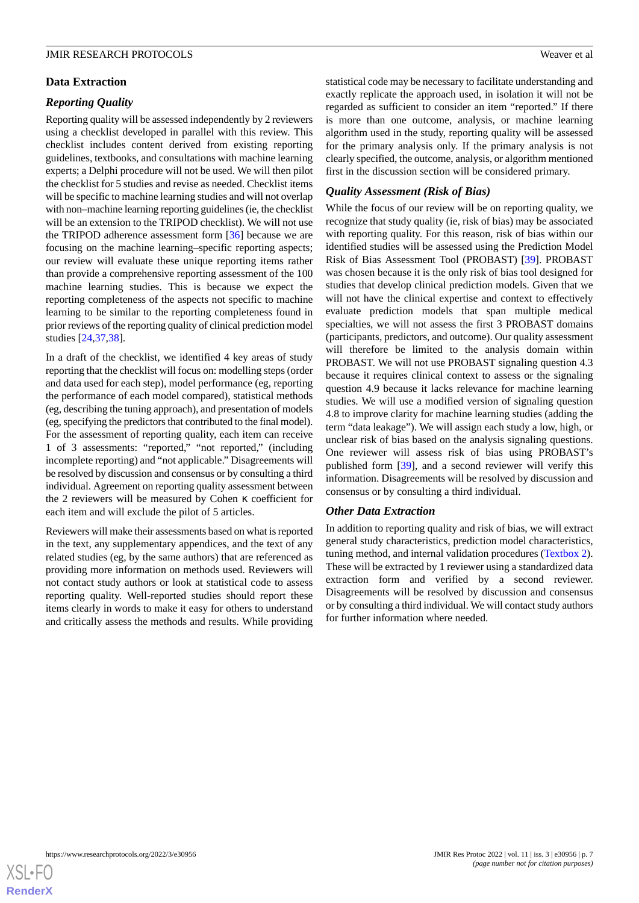## Data Extraction

### *Reporting Quality*

Reporting quality will be assessed independently by 2 reviewers using a checklist developed in parallel with this review. This checklist includes content derived from existing reporting guidelines, textbooks, and consultations with machine learning experts; a Delphi procedure will not be used. We will then pilot the checklist for 5 studies and revise as needed. Checklist items will be specific to machine learning studies and will not overlap with non–machine learning reporting guidelines (ie, the checklist will be an extension to the TRIPOD checklist). We will not use the TRIPOD adherence assessment form [36] because we are focusing on the machine learning–specific reporting aspects; our review will evaluate these unique reporting items rather than provide a comprehensive reporting assessment of the 100 machine learning studies. This is because we expect the reporting completeness of the aspects not specific to machine learning to be similar to the reporting completeness found in prior reviews of the reporting quality of clinical prediction model studies [24,37,38].

In a draft of the checklist, we identified 4 key areas of study reporting that the checklist will focus on: modelling steps (order and data used for each step), model performance (eg, reporting the performance of each model compared), statistical methods (eg, describing the tuning approach), and presentation of models (eg, specifying the predictors that contributed to the final model). For the assessment of reporting quality, each item can receive 1 of 3 assessments: "reported," "not reported," (including incomplete reporting) and "not applicable." Disagreements will be resolved by discussion and consensus or by consulting a third individual. Agreement on reporting quality assessment between the 2 reviewers will be measured by Cohen κ coefficient for each item and will exclude the pilot of 5 articles.

Reviewers will make their assessments based on what is reported in the text, any supplementary appendices, and the text of any related studies (eg, by the same authors) that are referenced as providing more information on methods used. Reviewers will not contact study authors or look at statistical code to assess reporting quality. Well-reported studies should report these items clearly in words to make it easy for others to understand and critically assess the methods and results. While providing statistical code may be necessary to facilitate understanding and exactly replicate the approach used, in isolation it will not be regarded as sufficient to consider an item "reported." If there is more than one outcome, analysis, or machine learning algorithm used in the study, reporting quality will be assessed for the primary analysis only. If the primary analysis is not clearly specified, the outcome, analysis, or algorithm mentioned first in the discussion section will be considered primary.

### *Quality Assessment (Risk of Bias)*

While the focus of our review will be on reporting quality, we recognize that study quality (ie, risk of bias) may be associated with reporting quality. For this reason, risk of bias within our identified studies will be assessed using the Prediction Model Risk of Bias Assessment Tool (PROBAST) [39]. PROBAST was chosen because it is the only risk of bias tool designed for studies that develop clinical prediction models. Given that we will not have the clinical expertise and context to effectively evaluate prediction models that span multiple medical specialties, we will not assess the first 3 PROBAST domains (participants, predictors, and outcome). Our quality assessment will therefore be limited to the analysis domain within PROBAST. We will not use PROBAST signaling question 4.3 because it requires clinical context to assess or the signaling question 4.9 because it lacks relevance for machine learning studies. We will use a modified version of signaling question 4.8 to improve clarity for machine learning studies (adding the term "data leakage"). We will assign each study a low, high, or unclear risk of bias based on the analysis signaling questions. One reviewer will assess risk of bias using PROBAST's published form [39], and a second reviewer will verify this information. Disagreements will be resolved by discussion and consensus or by consulting a third individual.

### *Other Data Extraction*

In addition to reporting quality and risk of bias, we will extract general study characteristics, prediction model characteristics, tuning method, and internal validation procedures (Textbox 2). These will be extracted by 1 reviewer using a standardized data extraction form and verified by a second reviewer. Disagreements will be resolved by discussion and consensus or by consulting a third individual. We will contact study authors for further information where needed.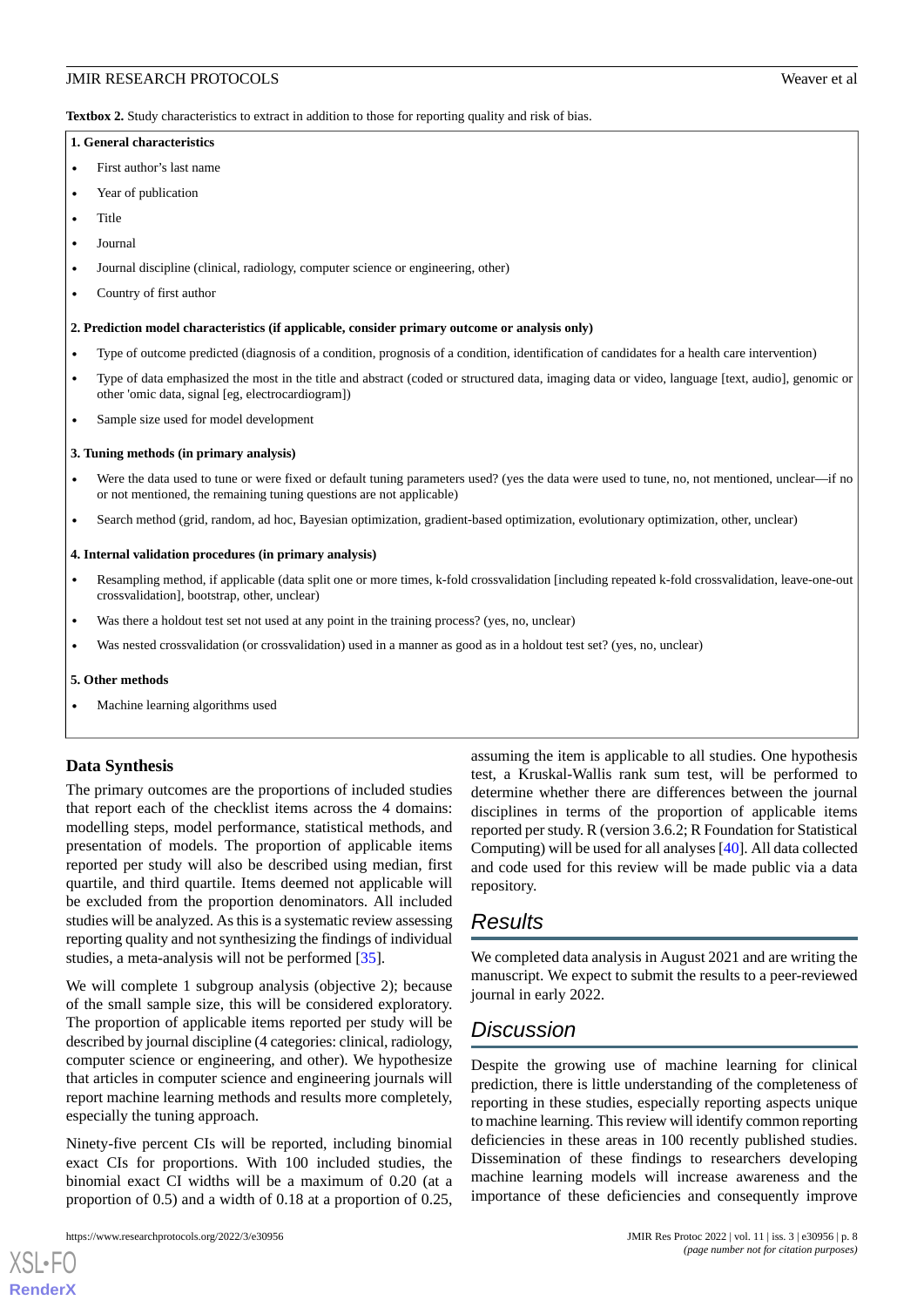**Textbox 2.** Study characteristics to extract in addition to those for reporting quality and risk of bias.

**1. General characteristics**

- First author's last name
- Year of publication
- Title
- Journal
- Journal discipline (clinical, radiology, computer science or engineering, other)
- Country of first author

**2. Prediction model characteristics (if applicable, consider primary outcome or analysis only)**

- Type of outcome predicted (diagnosis of a condition, prognosis of a condition, identification of candidates for a health care intervention)
- Type of data emphasized the most in the title and abstract (coded or structured data, imaging data or video, language [text, audio], genomic or other 'omic data, signal [eg, electrocardiogram])
- Sample size used for model development

**3. Tuning methods (in primary analysis)**

- Were the data used to tune or were fixed or default tuning parameters used? (yes the data were used to tune, no, not mentioned, unclear—if no or not mentioned, the remaining tuning questions are not applicable)
- Search method (grid, random, ad hoc, Bayesian optimization, gradient-based optimization, evolutionary optimization, other, unclear)

**4. Internal validation procedures (in primary analysis)**

- Resampling method, if applicable (data split one or more times, k-fold crossvalidation [including repeated k-fold crossvalidation, leave-one-out crossvalidation], bootstrap, other, unclear)
- Was there a holdout test set not used at any point in the training process? (yes, no, unclear)
- Was nested crossvalidation (or crossvalidation) used in a manner as good as in a holdout test set? (yes, no, unclear)

**5. Other methods**

- Machine learning algorithms used

### Data Synthesis

The primary outcomes are the proportions of included studies that report each of the checklist items across the 4 domains: modelling steps, model performance, statistical methods, and presentation of models. The proportion of applicable items reported per study will also be described using median, first quartile, and third quartile. Items deemed not applicable will be excluded from the proportion denominators. All included studies will be analyzed. As this is a systematic review assessing reporting quality and not synthesizing the findings of individual studies, a meta-analysis will not be performed [35].

We will complete 1 subgroup analysis (objective 2); because of the small sample size, this will be considered exploratory. The proportion of applicable items reported per study will be described by journal discipline (4 categories: clinical, radiology, computer science or engineering, and other). We hypothesize that articles in computer science and engineering journals will report machine learning methods and results more completely, especially the tuning approach.

Ninety-five percent CIs will be reported, including binomial exact CIs for proportions. With 100 included studies, the binomial exact CI widths will be a maximum of 0.20 (at a proportion of 0.5) and a width of 0.18 at a proportion of 0.25, assuming the item is applicable to all studies. One hypothesis test, a Kruskal-Wallis rank sum test, will be performed to determine whether there are differences between the journal disciplines in terms of the proportion of applicable items reported per study. R (version 3.6.2; R Foundation for Statistical Computing) will be used for all analyses [40]. All data collected and code used for this review will be made public via a data repository.

## Results

We completed data analysis in August 2021 and are writing the manuscript. We expect to submit the results to a peer-reviewed journal in early 2022.

## Discussion

Despite the growing use of machine learning for clinical prediction, there is little understanding of the completeness of reporting in these studies, especially reporting aspects unique to machine learning. This review will identify common reporting deficiencies in these areas in 100 recently published studies. Dissemination of these findings to researchers developing machine learning models will increase awareness and the importance of these deficiencies and consequently improve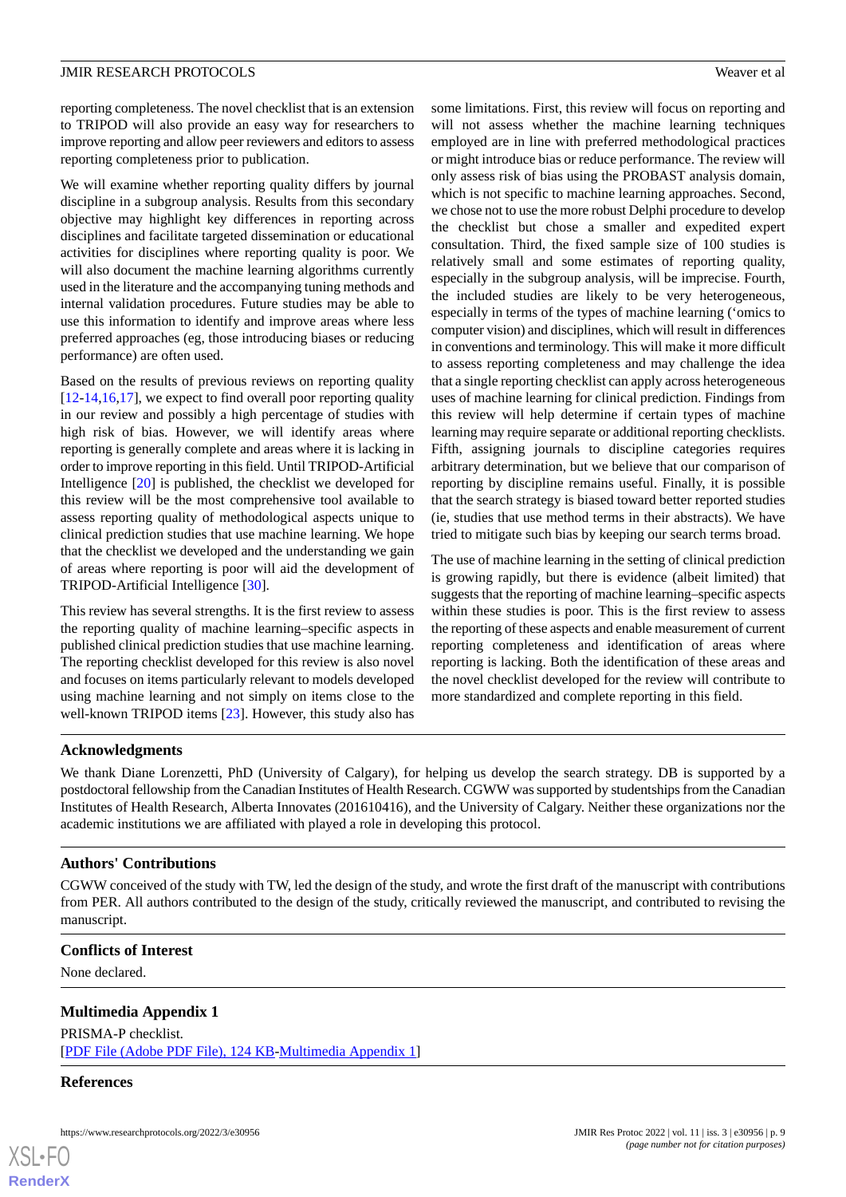reporting completeness. The novel checklist that is an extension to TRIPOD will also provide an easy way for researchers to improve reporting and allow peer reviewers and editors to assess reporting completeness prior to publication.

We will examine whether reporting quality differs by journal discipline in a subgroup analysis. Results from this secondary objective may highlight key differences in reporting across disciplines and facilitate targeted dissemination or educational activities for disciplines where reporting quality is poor. We will also document the machine learning algorithms currently used in the literature and the accompanying tuning methods and internal validation procedures. Future studies may be able to use this information to identify and improve areas where less preferred approaches (eg, those introducing biases or reducing performance) are often used.

Based on the results of previous reviews on reporting quality [12-14,16,17], we expect to find overall poor reporting quality in our review and possibly a high percentage of studies with high risk of bias. However, we will identify areas where reporting is generally complete and areas where it is lacking in order to improve reporting in this field. Until TRIPOD-Artificial Intelligence [20] is published, the checklist we developed for this review will be the most comprehensive tool available to assess reporting quality of methodological aspects unique to clinical prediction studies that use machine learning. We hope that the checklist we developed and the understanding we gain of areas where reporting is poor will aid the development of TRIPOD-Artificial Intelligence [30].

This review has several strengths. It is the first review to assess the reporting quality of machine learning–specific aspects in published clinical prediction studies that use machine learning. The reporting checklist developed for this review is also novel and focuses on items particularly relevant to models developed using machine learning and not simply on items close to the well-known TRIPOD items [23]. However, this study also has some limitations. First, this review will focus on reporting and will not assess whether the machine learning techniques employed are in line with preferred methodological practices or might introduce bias or reduce performance. The review will only assess risk of bias using the PROBAST analysis domain, which is not specific to machine learning approaches. Second, we chose not to use the more robust Delphi procedure to develop the checklist but chose a smaller and expedited expert consultation. Third, the fixed sample size of 100 studies is relatively small and some estimates of reporting quality, especially in the subgroup analysis, will be imprecise. Fourth, the included studies are likely to be very heterogeneous, especially in terms of the types of machine learning ('omics to computer vision) and disciplines, which will result in differences in conventions and terminology. This will make it more difficult to assess reporting completeness and may challenge the idea that a single reporting checklist can apply across heterogeneous uses of machine learning for clinical prediction. Findings from this review will help determine if certain types of machine learning may require separate or additional reporting checklists. Fifth, assigning journals to discipline categories requires arbitrary determination, but we believe that our comparison of reporting by discipline remains useful. Finally, it is possible that the search strategy is biased toward better reported studies (ie, studies that use method terms in their abstracts). We have tried to mitigate such bias by keeping our search terms broad.

The use of machine learning in the setting of clinical prediction is growing rapidly, but there is evidence (albeit limited) that suggests that the reporting of machine learning–specific aspects within these studies is poor. This is the first review to assess the reporting of these aspects and enable measurement of current reporting completeness and identification of areas where reporting is lacking. Both the identification of these areas and the novel checklist developed for the review will contribute to more standardized and complete reporting in this field.

## Acknowledgments

We thank Diane Lorenzetti, PhD (University of Calgary), for helping us develop the search strategy. DB is supported by a postdoctoral fellowship from the Canadian Institutes of Health Research. CGWW was supported by studentships from the Canadian Institutes of Health Research, Alberta Innovates (201610416), and the University of Calgary. Neither these organizations nor the academic institutions we are affiliated with played a role in developing this protocol.

## Authors' Contributions

CGWW conceived of the study with TW, led the design of the study, and wrote the first draft of the manuscript with contributions from PER. All authors contributed to the design of the study, critically reviewed the manuscript, and contributed to revising the manuscript.

## Conflicts of Interest

None declared.

## Multimedia Appendix 1

PRISMA-P checklist.

[PDF File (Adobe PDF File), 124 KB-Multimedia Appendix 1]

## References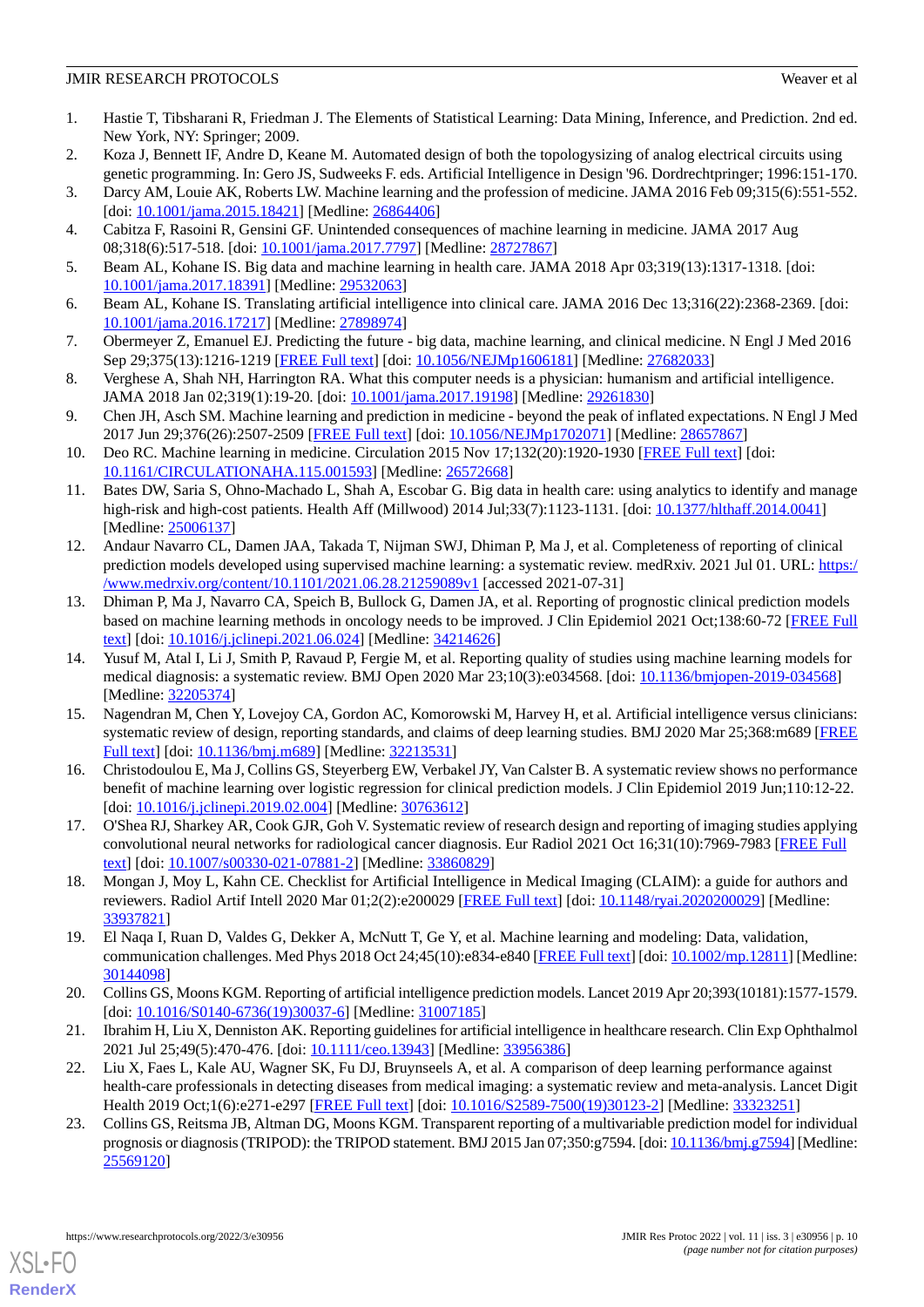1. Hastie T, Tibsharani R, Friedman J. The Elements of Statistical Learning: Data Mining, Inference, and Prediction. 2nd ed. New York, NY: Springer; 2009.
2. Koza J, Bennett IF, Andre D, Keane M. Automated design of both the topologysizing of analog electrical circuits using genetic programming. In: Gero JS, Sudweeks F. eds. Artificial Intelligence in Design '96. Dordrechtpringer; 1996:151-170.
3. Darcy AM, Louie AK, Roberts LW. Machine learning and the profession of medicine. JAMA 2016 Feb 09;315(6):551-552. [doi: 10.1001/jama.2015.18421] [Medline: 26864406]
4. Cabitza F, Rasoini R, Gensini GF. Unintended consequences of machine learning in medicine. JAMA 2017 Aug 08;318(6):517-518. [doi: 10.1001/jama.2017.7797] [Medline: 28727867]
5. Beam AL, Kohane IS. Big data and machine learning in health care. JAMA 2018 Apr 03;319(13):1317-1318. [doi: 10.1001/jama.2017.18391] [Medline: 29532063]
6. Beam AL, Kohane IS. Translating artificial intelligence into clinical care. JAMA 2016 Dec 13;316(22):2368-2369. [doi: 10.1001/jama.2016.17217] [Medline: 27898974]
7. Obermeyer Z, Emanuel EJ. Predicting the future - big data, machine learning, and clinical medicine. N Engl J Med 2016 Sep 29;375(13):1216-1219 [FREE Full text] [doi: 10.1056/NEJMp1606181] [Medline: 27682033]
8. Verghese A, Shah NH, Harrington RA. What this computer needs is a physician: humanism and artificial intelligence. JAMA 2018 Jan 02;319(1):19-20. [doi: 10.1001/jama.2017.19198] [Medline: 29261830]
9. Chen JH, Asch SM. Machine learning and prediction in medicine - beyond the peak of inflated expectations. N Engl J Med 2017 Jun 29;376(26):2507-2509 [FREE Full text] [doi: 10.1056/NEJMp1702071] [Medline: 28657867]
10. Deo RC. Machine learning in medicine. Circulation 2015 Nov 17;132(20):1920-1930 [FREE Full text] [doi: 10.1161/CIRCULATIONAHA.115.001593] [Medline: 26572668]
11. Bates DW, Saria S, Ohno-Machado L, Shah A, Escobar G. Big data in health care: using analytics to identify and manage high-risk and high-cost patients. Health Aff (Millwood) 2014 Jul;33(7):1123-1131. [doi: 10.1377/hlthaff.2014.0041] [Medline: 25006137]
12. Andaur Navarro CL, Damen JAA, Takada T, Nijman SWJ, Dhiman P, Ma J, et al. Completeness of reporting of clinical prediction models developed using supervised machine learning: a systematic review. medRxiv. 2021 Jul 01. URL: https://www.medrxiv.org/content/10.1101/2021.06.28.21259089v1 [accessed 2021-07-31]
13. Dhiman P, Ma J, Navarro CA, Speich B, Bullock G, Damen JA, et al. Reporting of prognostic clinical prediction models based on machine learning methods in oncology needs to be improved. J Clin Epidemiol 2021 Oct;138:60-72 [FREE Full text] [doi: 10.1016/j.jclinepi.2021.06.024] [Medline: 34214626]
14. Yusuf M, Atal I, Li J, Smith P, Ravaud P, Fergie M, et al. Reporting quality of studies using machine learning models for medical diagnosis: a systematic review. BMJ Open 2020 Mar 23;10(3):e034568. [doi: 10.1136/bmjopen-2019-034568] [Medline: 32205374]
15. Nagendran M, Chen Y, Lovejoy CA, Gordon AC, Komorowski M, Harvey H, et al. Artificial intelligence versus clinicians: systematic review of design, reporting standards, and claims of deep learning studies. BMJ 2020 Mar 25;368:m689 [FREE Full text] [doi: 10.1136/bmj.m689] [Medline: 32213531]
16. Christodoulou E, Ma J, Collins GS, Steyerberg EW, Verbakel JY, Van Calster B. A systematic review shows no performance benefit of machine learning over logistic regression for clinical prediction models. J Clin Epidemiol 2019 Jun;110:12-22. [doi: 10.1016/j.jclinepi.2019.02.004] [Medline: 30763612]
17. O'Shea RJ, Sharkey AR, Cook GJR, Goh V. Systematic review of research design and reporting of imaging studies applying convolutional neural networks for radiological cancer diagnosis. Eur Radiol 2021 Oct 16;31(10):7969-7983 [FREE Full text] [doi: 10.1007/s00330-021-07881-2] [Medline: 33860829]
18. Mongan J, Moy L, Kahn CE. Checklist for Artificial Intelligence in Medical Imaging (CLAIM): a guide for authors and reviewers. Radiol Artif Intell 2020 Mar 01;2(2):e200029 [FREE Full text] [doi: 10.1148/ryai.2020200029] [Medline: 33937821]
19. El Naqa I, Ruan D, Valdes G, Dekker A, McNutt T, Ge Y, et al. Machine learning and modeling: Data, validation, communication challenges. Med Phys 2018 Oct 24;45(10):e834-e840 [FREE Full text] [doi: 10.1002/mp.12811] [Medline: 30144098]
20. Collins GS, Moons KGM. Reporting of artificial intelligence prediction models. Lancet 2019 Apr 20;393(10181):1577-1579. [doi: 10.1016/S0140-6736(19)30037-6] [Medline: 31007185]
21. Ibrahim H, Liu X, Denniston AK. Reporting guidelines for artificial intelligence in healthcare research. Clin Exp Ophthalmol 2021 Jul 25;49(5):470-476. [doi: 10.1111/ceo.13943] [Medline: 33956386]
22. Liu X, Faes L, Kale AU, Wagner SK, Fu DJ, Bruynseels A, et al. A comparison of deep learning performance against health-care professionals in detecting diseases from medical imaging: a systematic review and meta-analysis. Lancet Digit Health 2019 Oct;1(6):e271-e297 [FREE Full text] [doi: 10.1016/S2589-7500(19)30123-2] [Medline: 33323251]
23. Collins GS, Reitsma JB, Altman DG, Moons KGM. Transparent reporting of a multivariable prediction model for individual prognosis or diagnosis (TRIPOD): the TRIPOD statement. BMJ 2015 Jan 07;350:g7594. [doi: 10.1136/bmj.g7594] [Medline: 25569120]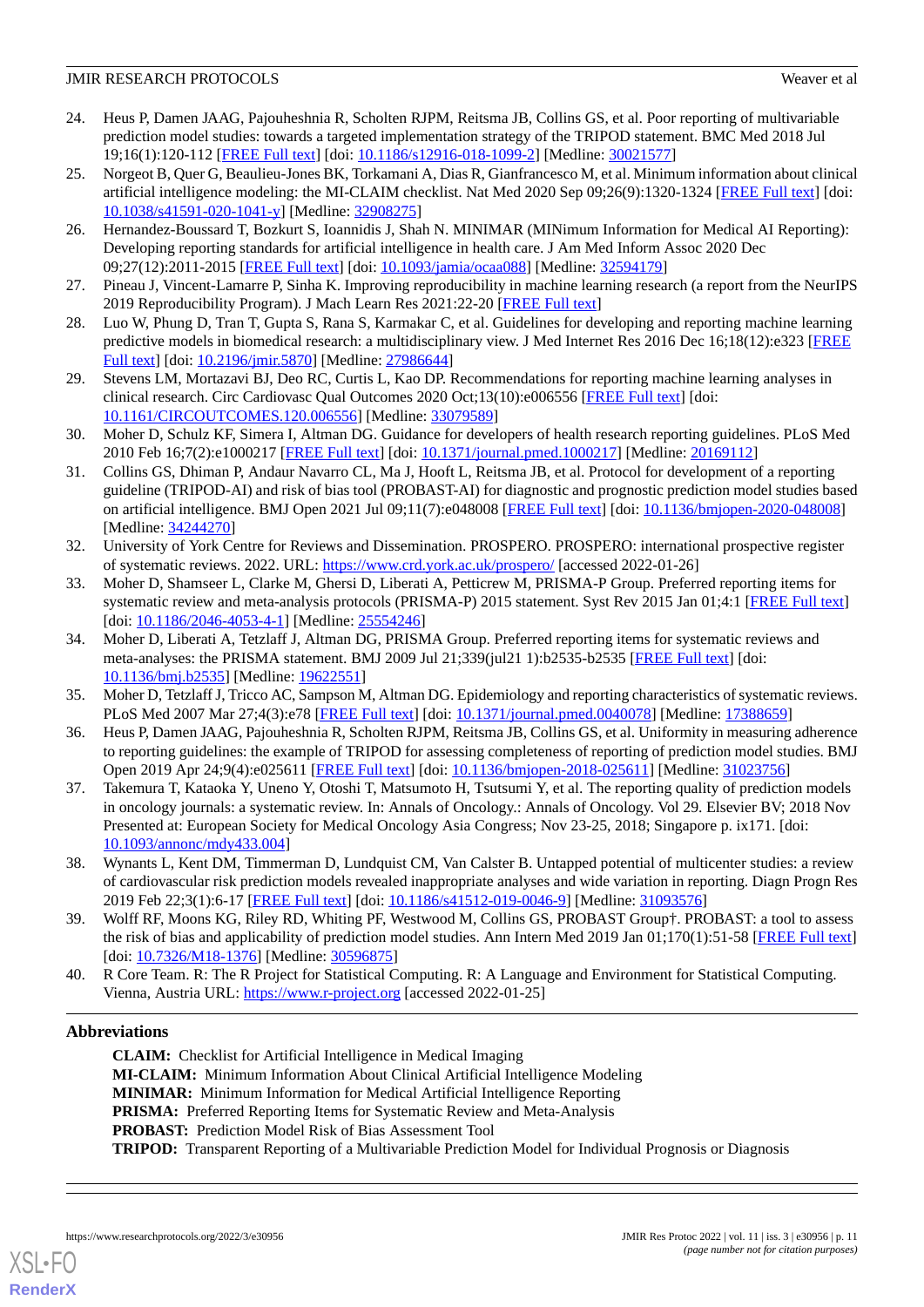24. Heus P, Damen JAAG, Pajouheshnia R, Scholten RJPM, Reitsma JB, Collins GS, et al. Poor reporting of multivariable prediction model studies: towards a targeted implementation strategy of the TRIPOD statement. BMC Med 2018 Jul 19;16(1):120-112 [FREE Full text] [doi: 10.1186/s12916-018-1099-2] [Medline: 30021577]
25. Norgeot B, Quer G, Beaulieu-Jones BK, Torkamani A, Dias R, Gianfrancesco M, et al. Minimum information about clinical artificial intelligence modeling: the MI-CLAIM checklist. Nat Med 2020 Sep 09;26(9):1320-1324 [FREE Full text] [doi: 10.1038/s41591-020-1041-y] [Medline: 32908275]
26. Hernandez-Boussard T, Bozkurt S, Ioannidis J, Shah N. MINIMAR (MINimum Information for Medical AI Reporting): Developing reporting standards for artificial intelligence in health care. J Am Med Inform Assoc 2020 Dec 09;27(12):2011-2015 [FREE Full text] [doi: 10.1093/jamia/ocaa088] [Medline: 32594179]
27. Pineau J, Vincent-Lamarre P, Sinha K. Improving reproducibility in machine learning research (a report from the NeurIPS 2019 Reproducibility Program). J Mach Learn Res 2021:22-20 [FREE Full text]
28. Luo W, Phung D, Tran T, Gupta S, Rana S, Karmakar C, et al. Guidelines for developing and reporting machine learning predictive models in biomedical research: a multidisciplinary view. J Med Internet Res 2016 Dec 16;18(12):e323 [FREE Full text] [doi: 10.2196/jmir.5870] [Medline: 27986644]
29. Stevens LM, Mortazavi BJ, Deo RC, Curtis L, Kao DP. Recommendations for reporting machine learning analyses in clinical research. Circ Cardiovasc Qual Outcomes 2020 Oct;13(10):e006556 [FREE Full text] [doi: 10.1161/CIRCOUTCOMES.120.006556] [Medline: 33079589]
30. Moher D, Schulz KF, Simera I, Altman DG. Guidance for developers of health research reporting guidelines. PLoS Med 2010 Feb 16;7(2):e1000217 [FREE Full text] [doi: 10.1371/journal.pmed.1000217] [Medline: 20169112]
31. Collins GS, Dhiman P, Andaur Navarro CL, Ma J, Hooft L, Reitsma JB, et al. Protocol for development of a reporting guideline (TRIPOD-AI) and risk of bias tool (PROBAST-AI) for diagnostic and prognostic prediction model studies based on artificial intelligence. BMJ Open 2021 Jul 09;11(7):e048008 [FREE Full text] [doi: 10.1136/bmjopen-2020-048008] [Medline: 34244270]
32. University of York Centre for Reviews and Dissemination. PROSPERO. PROSPERO: international prospective register of systematic reviews. 2022. URL: https://www.crd.york.ac.uk/prospero/ [accessed 2022-01-26]
33. Moher D, Shamseer L, Clarke M, Ghersi D, Liberati A, Petticrew M, PRISMA-P Group. Preferred reporting items for systematic review and meta-analysis protocols (PRISMA-P) 2015 statement. Syst Rev 2015 Jan 01;4:1 [FREE Full text] [doi: 10.1186/2046-4053-4-1] [Medline: 25554246]
34. Moher D, Liberati A, Tetzlaff J, Altman DG, PRISMA Group. Preferred reporting items for systematic reviews and meta-analyses: the PRISMA statement. BMJ 2009 Jul 21;339(jul21 1):b2535-b2535 [FREE Full text] [doi: 10.1136/bmj.b2535] [Medline: 19622551]
35. Moher D, Tetzlaff J, Tricco AC, Sampson M, Altman DG. Epidemiology and reporting characteristics of systematic reviews. PLoS Med 2007 Mar 27;4(3):e78 [FREE Full text] [doi: 10.1371/journal.pmed.0040078] [Medline: 17388659]
36. Heus P, Damen JAAG, Pajouheshnia R, Scholten RJPM, Reitsma JB, Collins GS, et al. Uniformity in measuring adherence to reporting guidelines: the example of TRIPOD for assessing completeness of reporting of prediction model studies. BMJ Open 2019 Apr 24;9(4):e025611 [FREE Full text] [doi: 10.1136/bmjopen-2018-025611] [Medline: 31023756]
37. Takemura T, Kataoka Y, Uneno Y, Otoshi T, Matsumoto H, Tsutsumi Y, et al. The reporting quality of prediction models in oncology journals: a systematic review. In: Annals of Oncology.: Annals of Oncology. Vol 29. Elsevier BV; 2018 Nov Presented at: European Society for Medical Oncology Asia Congress; Nov 23-25, 2018; Singapore p. ix171. [doi: 10.1093/annonc/mdy433.004]
38. Wynants L, Kent DM, Timmerman D, Lundquist CM, Van Calster B. Untapped potential of multicenter studies: a review of cardiovascular risk prediction models revealed inappropriate analyses and wide variation in reporting. Diagn Progn Res 2019 Feb 22;3(1):6-17 [FREE Full text] [doi: 10.1186/s41512-019-0046-9] [Medline: 31093576]
39. Wolff RF, Moons KG, Riley RD, Whiting PF, Westwood M, Collins GS, PROBAST Group†. PROBAST: a tool to assess the risk of bias and applicability of prediction model studies. Ann Intern Med 2019 Jan 01;170(1):51-58 [FREE Full text] [doi: 10.7326/M18-1376] [Medline: 30596875]
40. R Core Team. R: The R Project for Statistical Computing. R: A Language and Environment for Statistical Computing. Vienna, Austria URL: https://www.r-project.org [accessed 2022-01-25]

## Abbreviations

**CLAIM:** Checklist for Artificial Intelligence in Medical Imaging
**MI-CLAIM:** Minimum Information About Clinical Artificial Intelligence Modeling
**MINIMAR:** Minimum Information for Medical Artificial Intelligence Reporting
**PRISMA:** Preferred Reporting Items for Systematic Review and Meta-Analysis
**PROBAST:** Prediction Model Risk of Bias Assessment Tool
**TRIPOD:** Transparent Reporting of a Multivariable Prediction Model for Individual Prognosis or Diagnosis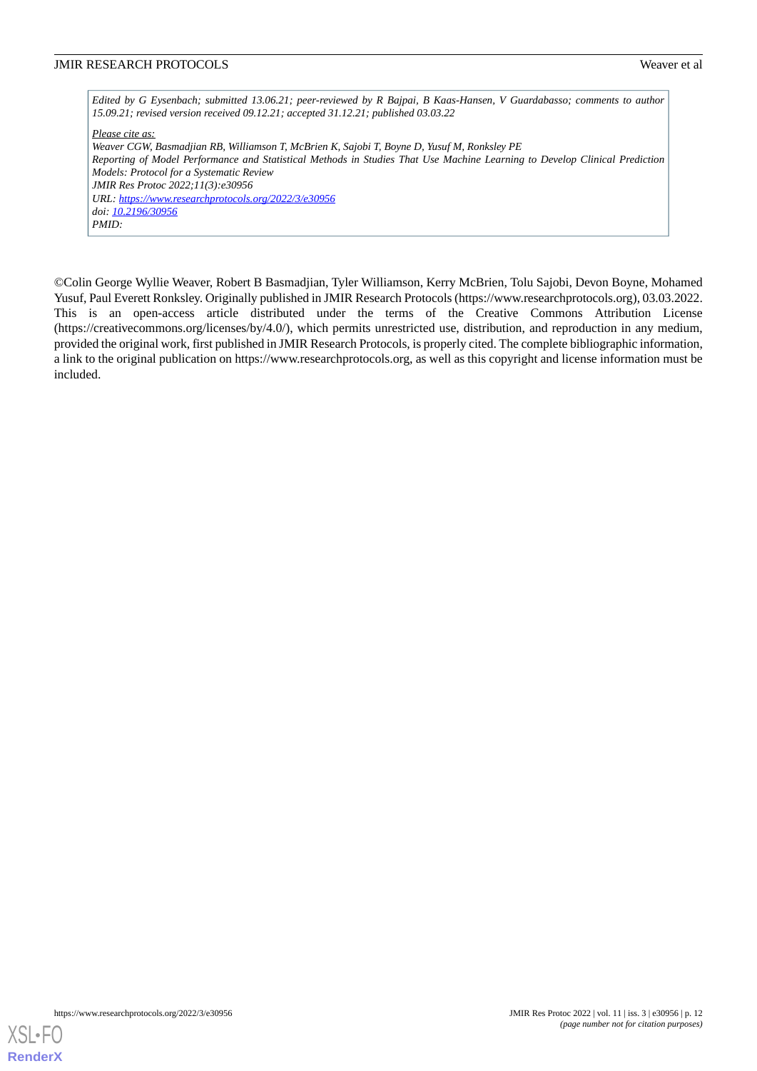*Edited by G Eysenbach; submitted 13.06.21; peer-reviewed by R Bajpai, B Kaas-Hansen, V Guardabasso; comments to author 15.09.21; revised version received 09.12.21; accepted 31.12.21; published 03.03.22*

*Please cite as:*
*Weaver CGW, Basmadjian RB, Williamson T, McBrien K, Sajobi T, Boyne D, Yusuf M, Ronksley PE*
*Reporting of Model Performance and Statistical Methods in Studies That Use Machine Learning to Develop Clinical Prediction Models: Protocol for a Systematic Review*
*JMIR Res Protoc 2022;11(3):e30956*
*URL: https://www.researchprotocols.org/2022/3/e30956*
*doi: 10.2196/30956*
*PMID:*

©Colin George Wyllie Weaver, Robert B Basmadjian, Tyler Williamson, Kerry McBrien, Tolu Sajobi, Devon Boyne, Mohamed Yusuf, Paul Everett Ronksley. Originally published in JMIR Research Protocols (https://www.researchprotocols.org), 03.03.2022. This is an open-access article distributed under the terms of the Creative Commons Attribution License (https://creativecommons.org/licenses/by/4.0/), which permits unrestricted use, distribution, and reproduction in any medium, provided the original work, first published in JMIR Research Protocols, is properly cited. The complete bibliographic information, a link to the original publication on https://www.researchprotocols.org, as well as this copyright and license information must be included.